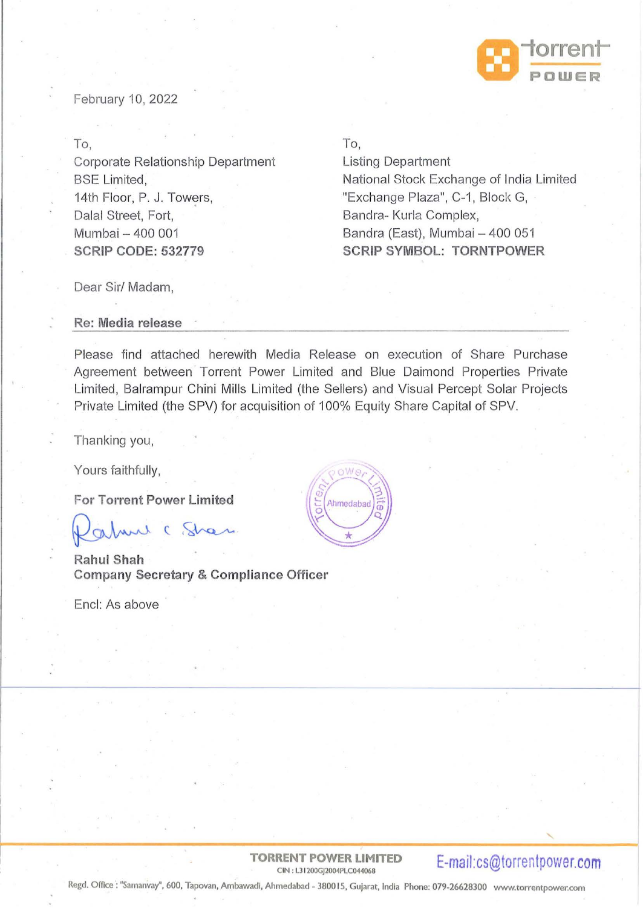February 10, 2022

To,
Corporate Relationship Department
BSE Limited,
14th Floor, P. J. Towers,
Dalal Street, Fort,
Mumbai – 400 001
**SCRIP CODE: 532779**

To,
Listing Department
National Stock Exchange of India Limited
"Exchange Plaza", C-1, Block G,
Bandra- Kurla Complex,
Bandra (East), Mumbai – 400 051
**SCRIP SYMBOL: TORNTPOWER**

Dear Sir/ Madam,

**Re: Media release**

Please find attached herewith Media Release on execution of Share Purchase Agreement between Torrent Power Limited and Blue Daimond Properties Private Limited, Balrampur Chini Mills Limited (the Sellers) and Visual Percept Solar Projects Private Limited (the SPV) for acquisition of 100% Equity Share Capital of SPV.

Thanking you,

Yours faithfully,

**For Torrent Power Limited**

**Rahul Shah**
**Company Secretary & Compliance Officer**

Encl: As above

**TORRENT POWER LIMITED**
CIN : L31200GJ2004PLC044068
E-mail:cs@torrentpower.com

Regd. Office : "Samanvay", 600, Tapovan, Ambawadi, Ahmedabad - 380015, Gujarat, India Phone: 079-26628300 www.torrentpower.com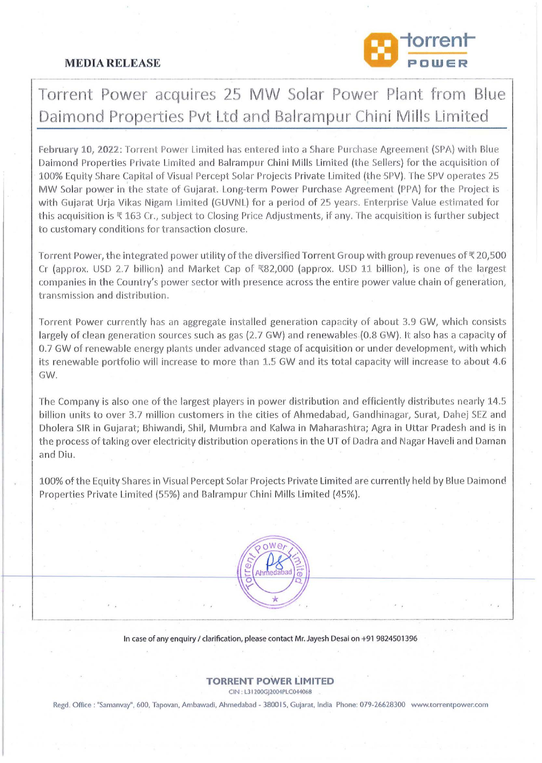**MEDIA RELEASE**

# Torrent Power acquires 25 MW Solar Power Plant from Blue Daimond Properties Pvt Ltd and Balrampur Chini Mills Limited

**February 10, 2022:** Torrent Power Limited has entered into a Share Purchase Agreement (SPA) with Blue Daimond Properties Private Limited and Balrampur Chini Mills Limited (the Sellers) for the acquisition of 100% Equity Share Capital of Visual Percept Solar Projects Private Limited (the SPV). The SPV operates 25 MW Solar power in the state of Gujarat. Long-term Power Purchase Agreement (PPA) for the Project is with Gujarat Urja Vikas Nigam Limited (GUVNL) for a period of 25 years. Enterprise Value estimated for this acquisition is ₹ 163 Cr., subject to Closing Price Adjustments, if any. The acquisition is further subject to customary conditions for transaction closure.

Torrent Power, the integrated power utility of the diversified Torrent Group with group revenues of ₹ 20,500 Cr (approx. USD 2.7 billion) and Market Cap of ₹82,000 (approx. USD 11 billion), is one of the largest companies in the Country's power sector with presence across the entire power value chain of generation, transmission and distribution.

Torrent Power currently has an aggregate installed generation capacity of about 3.9 GW, which consists largely of clean generation sources such as gas (2.7 GW) and renewables (0.8 GW). It also has a capacity of 0.7 GW of renewable energy plants under advanced stage of acquisition or under development, with which its renewable portfolio will increase to more than 1.5 GW and its total capacity will increase to about 4.6 GW.

The Company is also one of the largest players in power distribution and efficiently distributes nearly 14.5 billion units to over 3.7 million customers in the cities of Ahmedabad, Gandhinagar, Surat, Dahej SEZ and Dholera SIR in Gujarat; Bhiwandi, Shil, Mumbra and Kalwa in Maharashtra; Agra in Uttar Pradesh and is in the process of taking over electricity distribution operations in the UT of Dadra and Nagar Haveli and Daman and Diu.

100% of the Equity Shares in Visual Percept Solar Projects Private Limited are currently held by Blue Daimond Properties Private Limited (55%) and Balrampur Chini Mills Limited (45%).

In case of any enquiry / clarification, please contact Mr. Jayesh Desai on +91 9824501396

**TORRENT POWER LIMITED**

CIN : L31200GJ2004PLC044068

Regd. Office : "Samanvay", 600, Tapovan, Ambawadi, Ahmedabad - 380015, Gujarat, India Phone: 079-26628300 www.torrentpower.com